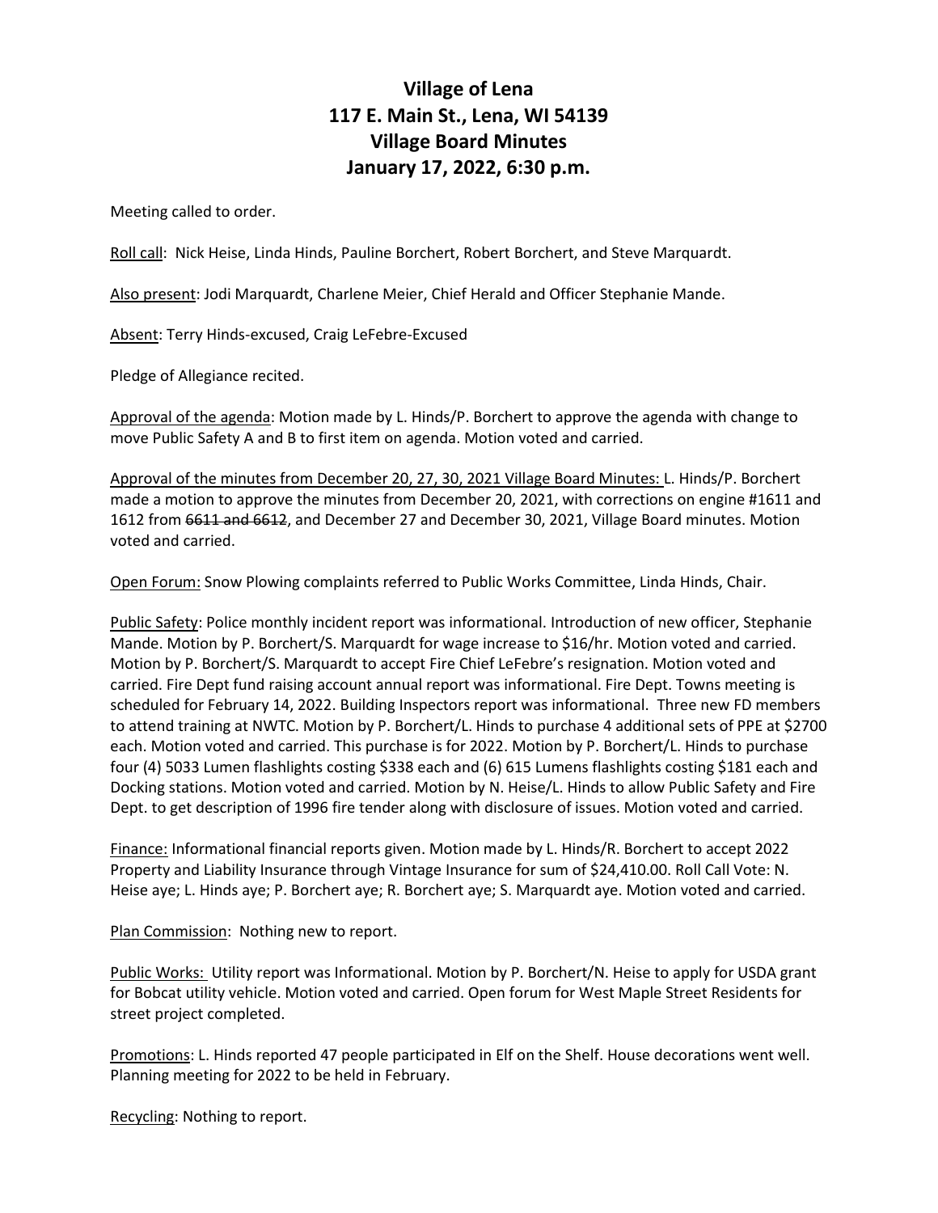# Village of Lena
## 117 E. Main St., Lena, WI 54139
## Village Board Minutes
## January 17, 2022, 6:30 p.m.

Meeting called to order.

Roll call: Nick Heise, Linda Hinds, Pauline Borchert, Robert Borchert, and Steve Marquardt.

Also present: Jodi Marquardt, Charlene Meier, Chief Herald and Officer Stephanie Mande.

Absent: Terry Hinds-excused, Craig LeFebre-Excused

Pledge of Allegiance recited.

Approval of the agenda: Motion made by L. Hinds/P. Borchert to approve the agenda with change to move Public Safety A and B to first item on agenda. Motion voted and carried.

Approval of the minutes from December 20, 27, 30, 2021 Village Board Minutes: L. Hinds/P. Borchert made a motion to approve the minutes from December 20, 2021, with corrections on engine #1611 and 1612 from ~~6611 and 6612~~, and December 27 and December 30, 2021, Village Board minutes. Motion voted and carried.

Open Forum: Snow Plowing complaints referred to Public Works Committee, Linda Hinds, Chair.

Public Safety: Police monthly incident report was informational. Introduction of new officer, Stephanie Mande. Motion by P. Borchert/S. Marquardt for wage increase to $16/hr. Motion voted and carried. Motion by P. Borchert/S. Marquardt to accept Fire Chief LeFebre's resignation. Motion voted and carried. Fire Dept fund raising account annual report was informational. Fire Dept. Towns meeting is scheduled for February 14, 2022. Building Inspectors report was informational. Three new FD members to attend training at NWTC. Motion by P. Borchert/L. Hinds to purchase 4 additional sets of PPE at $2700 each. Motion voted and carried. This purchase is for 2022. Motion by P. Borchert/L. Hinds to purchase four (4) 5033 Lumen flashlights costing $338 each and (6) 615 Lumens flashlights costing $181 each and Docking stations. Motion voted and carried. Motion by N. Heise/L. Hinds to allow Public Safety and Fire Dept. to get description of 1996 fire tender along with disclosure of issues. Motion voted and carried.

Finance: Informational financial reports given. Motion made by L. Hinds/R. Borchert to accept 2022 Property and Liability Insurance through Vintage Insurance for sum of $24,410.00. Roll Call Vote: N. Heise aye; L. Hinds aye; P. Borchert aye; R. Borchert aye; S. Marquardt aye. Motion voted and carried.

Plan Commission: Nothing new to report.

Public Works: Utility report was Informational. Motion by P. Borchert/N. Heise to apply for USDA grant for Bobcat utility vehicle. Motion voted and carried. Open forum for West Maple Street Residents for street project completed.

Promotions: L. Hinds reported 47 people participated in Elf on the Shelf. House decorations went well. Planning meeting for 2022 to be held in February.

Recycling: Nothing to report.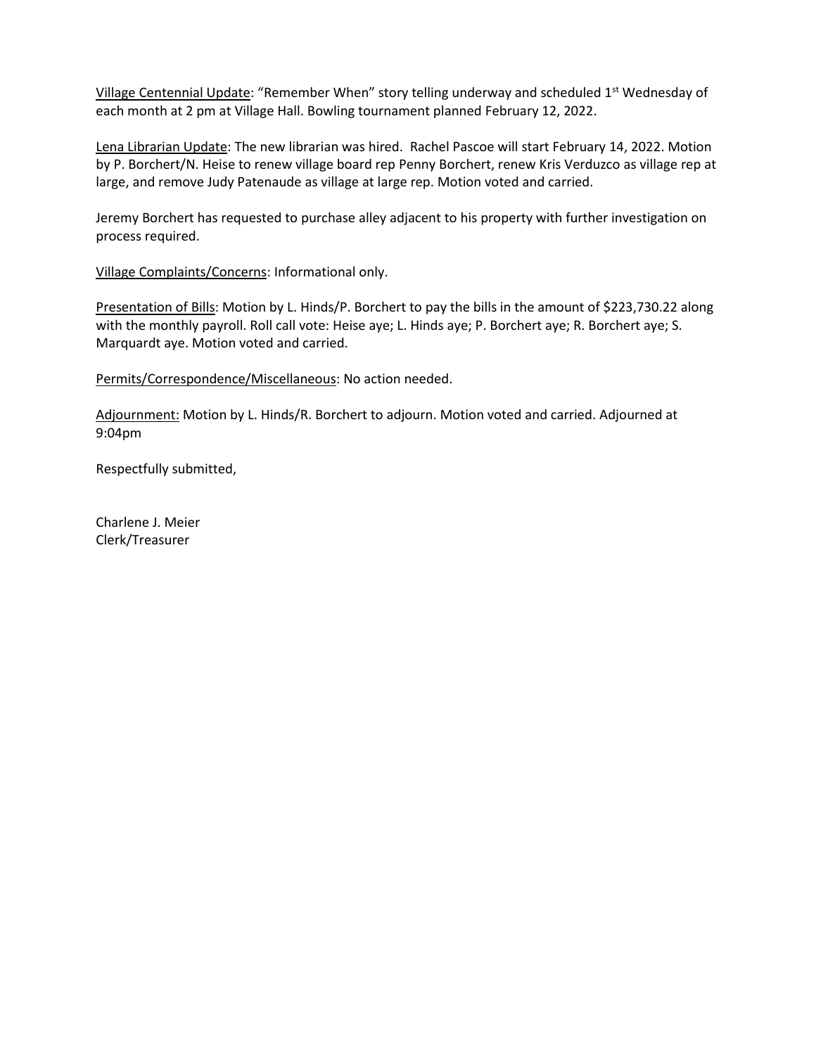Village Centennial Update: "Remember When" story telling underway and scheduled 1st Wednesday of each month at 2 pm at Village Hall. Bowling tournament planned February 12, 2022.

Lena Librarian Update: The new librarian was hired. Rachel Pascoe will start February 14, 2022. Motion by P. Borchert/N. Heise to renew village board rep Penny Borchert, renew Kris Verduzco as village rep at large, and remove Judy Patenaude as village at large rep. Motion voted and carried.

Jeremy Borchert has requested to purchase alley adjacent to his property with further investigation on process required.

Village Complaints/Concerns: Informational only.

Presentation of Bills: Motion by L. Hinds/P. Borchert to pay the bills in the amount of $223,730.22 along with the monthly payroll. Roll call vote: Heise aye; L. Hinds aye; P. Borchert aye; R. Borchert aye; S. Marquardt aye. Motion voted and carried.

Permits/Correspondence/Miscellaneous: No action needed.

Adjournment: Motion by L. Hinds/R. Borchert to adjourn. Motion voted and carried. Adjourned at 9:04pm

Respectfully submitted,

Charlene J. Meier
Clerk/Treasurer